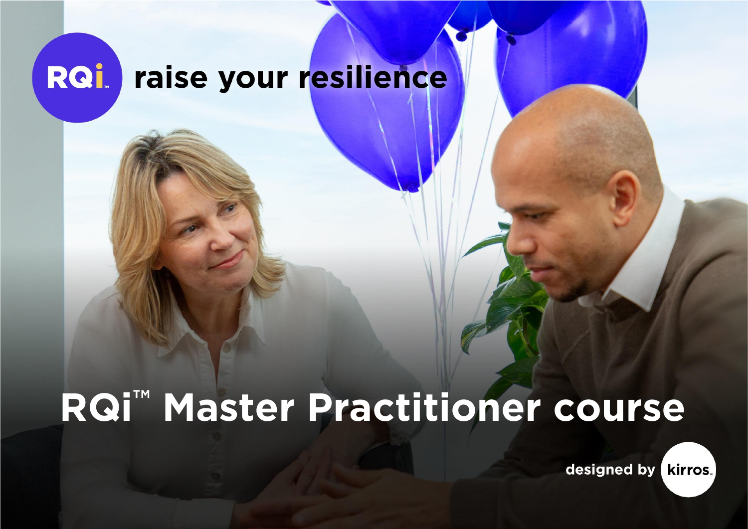RQi raise your resilience

# RQi™ Master Practitioner course

designed by kirros.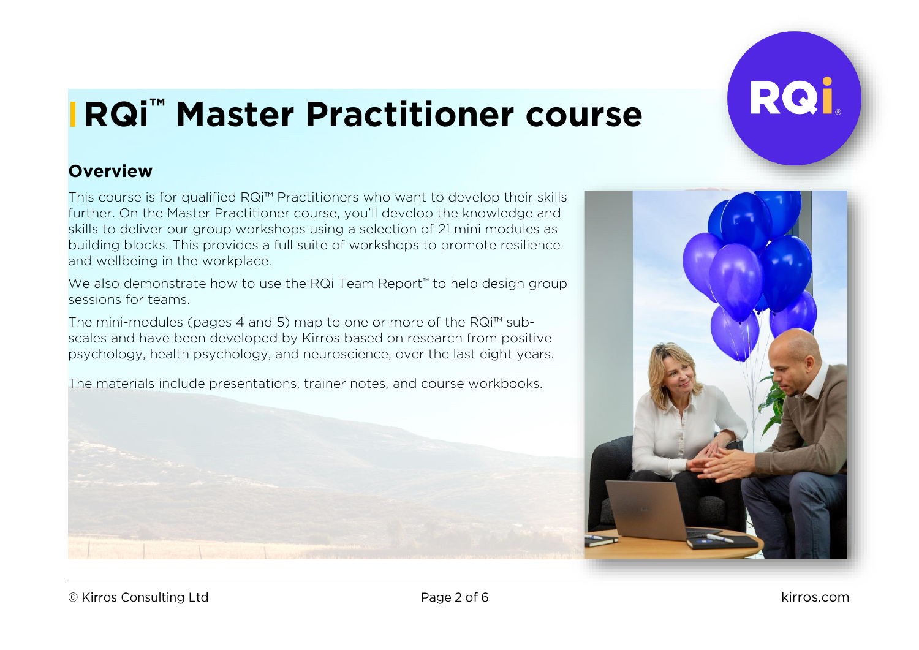# RQi™ Master Practitioner course

## Overview

This course is for qualified RQi™ Practitioners who want to develop their skills further. On the Master Practitioner course, you'll develop the knowledge and skills to deliver our group workshops using a selection of 21 mini modules as building blocks. This provides a full suite of workshops to promote resilience and wellbeing in the workplace.

We also demonstrate how to use the RQi Team Report™ to help design group sessions for teams.

The mini-modules (pages 4 and 5) map to one or more of the RQi™ sub-scales and have been developed by Kirros based on research from positive psychology, health psychology, and neuroscience, over the last eight years.

The materials include presentations, trainer notes, and course workbooks.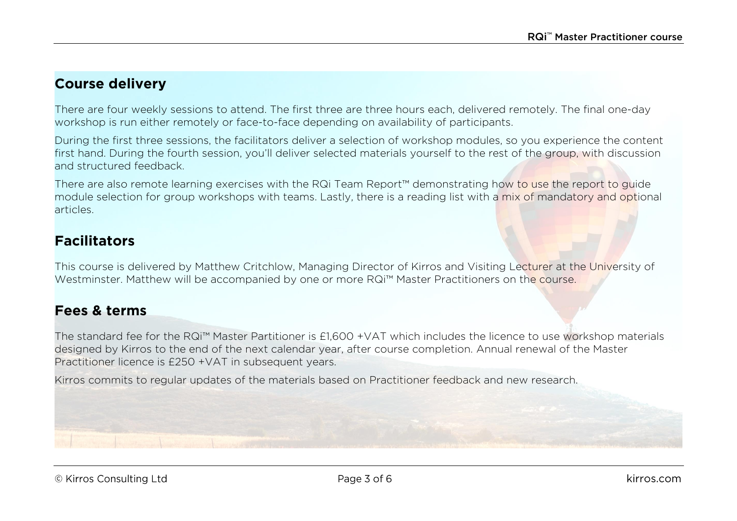## Course delivery

There are four weekly sessions to attend. The first three are three hours each, delivered remotely. The final one-day workshop is run either remotely or face-to-face depending on availability of participants.

During the first three sessions, the facilitators deliver a selection of workshop modules, so you experience the content first hand. During the fourth session, you'll deliver selected materials yourself to the rest of the group, with discussion and structured feedback.

There are also remote learning exercises with the RQi Team Report™ demonstrating how to use the report to guide module selection for group workshops with teams. Lastly, there is a reading list with a mix of mandatory and optional articles.

## Facilitators

This course is delivered by Matthew Critchlow, Managing Director of Kirros and Visiting Lecturer at the University of Westminster. Matthew will be accompanied by one or more RQi™ Master Practitioners on the course.

## Fees & terms

The standard fee for the RQi™ Master Partitioner is £1,600 +VAT which includes the licence to use workshop materials designed by Kirros to the end of the next calendar year, after course completion. Annual renewal of the Master Practitioner licence is £250 +VAT in subsequent years.

Kirros commits to regular updates of the materials based on Practitioner feedback and new research.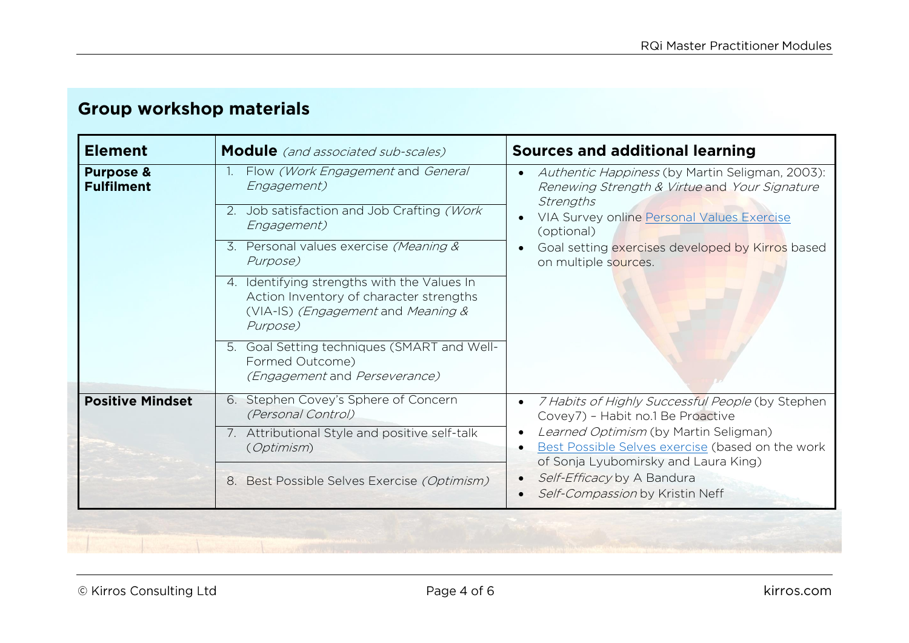## Group workshop materials

| Element | Module *(and associated sub-scales)* | Sources and additional learning |
|---|---|---|
| **Purpose & Fulfilment** | 1. Flow *(Work Engagement* and *General Engagement)* | • *Authentic Happiness* (by Martin Seligman, 2003): *Renewing Strength & Virtue* and *Your Signature Strengths* • VIA Survey online Personal Values Exercise (optional) • Goal setting exercises developed by Kirros based on multiple sources. |
| | 2. Job satisfaction and Job Crafting *(Work Engagement)* | |
| | 3. Personal values exercise *(Meaning & Purpose)* | |
| | 4. Identifying strengths with the Values In Action Inventory of character strengths (VIA-IS) *(Engagement* and *Meaning & Purpose)* | |
| | 5. Goal Setting techniques (SMART and Well-Formed Outcome) *(Engagement* and *Perseverance)* | |
| **Positive Mindset** | 6. Stephen Covey's Sphere of Concern *(Personal Control)* | • *7 Habits of Highly Successful People* (by Stephen Covey7) – Habit no.1 Be Proactive • *Learned Optimism* (by Martin Seligman) • Best Possible Selves exercise (based on the work of Sonja Lyubomirsky and Laura King) • *Self-Efficacy* by A Bandura • *Self-Compassion* by Kristin Neff |
| | 7. Attributional Style and positive self-talk (*Optimism*) | |
| | 8. Best Possible Selves Exercise *(Optimism)* | |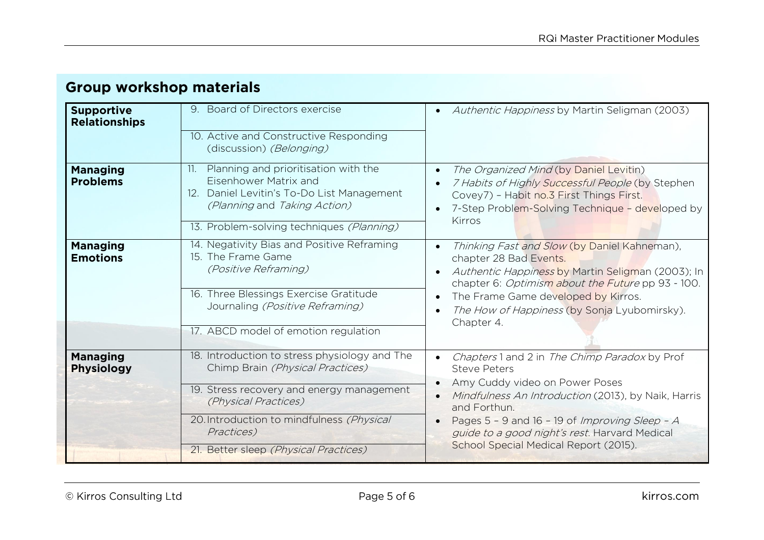## Group workshop materials

| | | |
|---|---|---|
| **Supportive Relationships** | 9. Board of Directors exercise<br>10. Active and Constructive Responding (discussion) *(Belonging)* | • *Authentic Happiness* by Martin Seligman (2003) |
| **Managing Problems** | 11. Planning and prioritisation with the Eisenhower Matrix and<br>12. Daniel Levitin's To-Do List Management *(Planning* and *Taking Action)*<br>13. Problem-solving techniques *(Planning)* | • *The Organized Mind* (by Daniel Levitin)<br>• *7 Habits of Highly Successful People* (by Stephen Covey7) – Habit no.3 First Things First.<br>• 7-Step Problem-Solving Technique – developed by Kirros |
| **Managing Emotions** | 14. Negativity Bias and Positive Reframing<br>15. The Frame Game *(Positive Reframing)*<br>16. Three Blessings Exercise Gratitude Journaling *(Positive Reframing)*<br>17. ABCD model of emotion regulation | • *Thinking Fast and Slow* (by Daniel Kahneman), chapter 28 Bad Events.<br>• *Authentic Happiness* by Martin Seligman (2003); In chapter 6: *Optimism about the Future* pp 93 - 100.<br>• The Frame Game developed by Kirros.<br>• *The How of Happiness* (by Sonja Lyubomirsky). Chapter 4. |
| **Managing Physiology** | 18. Introduction to stress physiology and The Chimp Brain *(Physical Practices)*<br>19. Stress recovery and energy management *(Physical Practices)*<br>20. Introduction to mindfulness *(Physical Practices)*<br>21. Better sleep *(Physical Practices)* | • *Chapters* 1 and 2 in *The Chimp Paradox* by Prof Steve Peters<br>• Amy Cuddy video on Power Poses<br>• *Mindfulness An Introduction* (2013), by Naik, Harris and Forthun.<br>• Pages 5 – 9 and 16 – 19 of *Improving Sleep – A guide to a good night's rest*. Harvard Medical School Special Medical Report (2015). |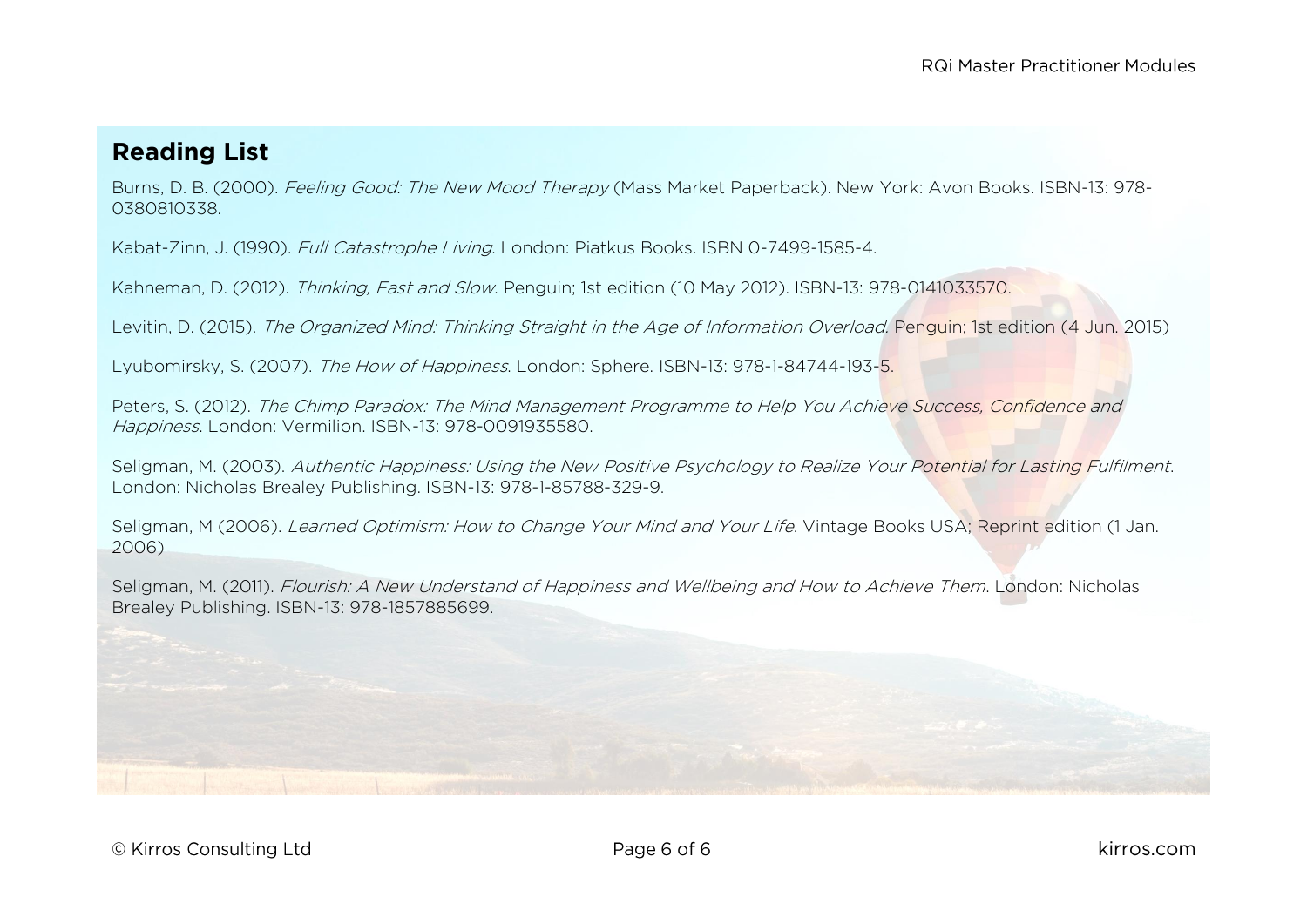## Reading List

Burns, D. B. (2000). *Feeling Good: The New Mood Therapy* (Mass Market Paperback). New York: Avon Books. ISBN-13: 978-0380810338.

Kabat-Zinn, J. (1990). *Full Catastrophe Living*. London: Piatkus Books. ISBN 0-7499-1585-4.

Kahneman, D. (2012). *Thinking, Fast and Slow*. Penguin; 1st edition (10 May 2012). ISBN-13: 978-0141033570.

Levitin, D. (2015). *The Organized Mind: Thinking Straight in the Age of Information Overload.* Penguin; 1st edition (4 Jun. 2015)

Lyubomirsky, S. (2007). *The How of Happiness*. London: Sphere. ISBN-13: 978-1-84744-193-5.

Peters, S. (2012). *The Chimp Paradox: The Mind Management Programme to Help You Achieve Success, Confidence and Happiness*. London: Vermilion. ISBN-13: 978-0091935580.

Seligman, M. (2003). *Authentic Happiness: Using the New Positive Psychology to Realize Your Potential for Lasting Fulfilment*. London: Nicholas Brealey Publishing. ISBN-13: 978-1-85788-329-9.

Seligman, M (2006). *Learned Optimism: How to Change Your Mind and Your Life*. Vintage Books USA; Reprint edition (1 Jan. 2006)

Seligman, M. (2011). *Flourish: A New Understand of Happiness and Wellbeing and How to Achieve Them*. London: Nicholas Brealey Publishing. ISBN-13: 978-1857885699.